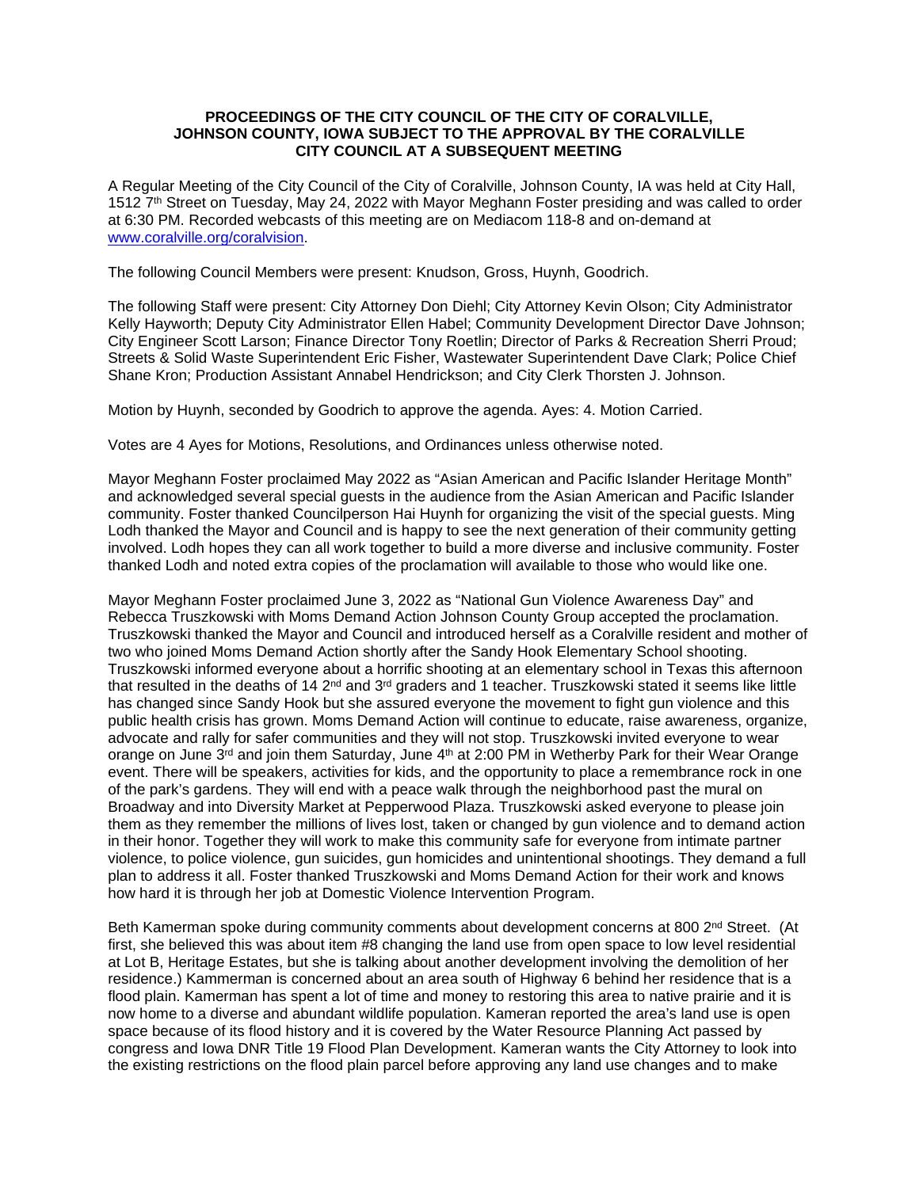**PROCEEDINGS OF THE CITY COUNCIL OF THE CITY OF CORALVILLE, JOHNSON COUNTY, IOWA SUBJECT TO THE APPROVAL BY THE CORALVILLE CITY COUNCIL AT A SUBSEQUENT MEETING**

A Regular Meeting of the City Council of the City of Coralville, Johnson County, IA was held at City Hall, 1512 7th Street on Tuesday, May 24, 2022 with Mayor Meghann Foster presiding and was called to order at 6:30 PM. Recorded webcasts of this meeting are on Mediacom 118-8 and on-demand at www.coralville.org/coralvision.

The following Council Members were present: Knudson, Gross, Huynh, Goodrich.

The following Staff were present: City Attorney Don Diehl; City Attorney Kevin Olson; City Administrator Kelly Hayworth; Deputy City Administrator Ellen Habel; Community Development Director Dave Johnson; City Engineer Scott Larson; Finance Director Tony Roetlin; Director of Parks & Recreation Sherri Proud; Streets & Solid Waste Superintendent Eric Fisher, Wastewater Superintendent Dave Clark; Police Chief Shane Kron; Production Assistant Annabel Hendrickson; and City Clerk Thorsten J. Johnson.

Motion by Huynh, seconded by Goodrich to approve the agenda. Ayes: 4. Motion Carried.

Votes are 4 Ayes for Motions, Resolutions, and Ordinances unless otherwise noted.

Mayor Meghann Foster proclaimed May 2022 as "Asian American and Pacific Islander Heritage Month" and acknowledged several special guests in the audience from the Asian American and Pacific Islander community. Foster thanked Councilperson Hai Huynh for organizing the visit of the special guests. Ming Lodh thanked the Mayor and Council and is happy to see the next generation of their community getting involved. Lodh hopes they can all work together to build a more diverse and inclusive community. Foster thanked Lodh and noted extra copies of the proclamation will available to those who would like one.

Mayor Meghann Foster proclaimed June 3, 2022 as "National Gun Violence Awareness Day" and Rebecca Truszkowski with Moms Demand Action Johnson County Group accepted the proclamation. Truszkowski thanked the Mayor and Council and introduced herself as a Coralville resident and mother of two who joined Moms Demand Action shortly after the Sandy Hook Elementary School shooting. Truszkowski informed everyone about a horrific shooting at an elementary school in Texas this afternoon that resulted in the deaths of 14 2nd and 3rd graders and 1 teacher. Truszkowski stated it seems like little has changed since Sandy Hook but she assured everyone the movement to fight gun violence and this public health crisis has grown. Moms Demand Action will continue to educate, raise awareness, organize, advocate and rally for safer communities and they will not stop. Truszkowski invited everyone to wear orange on June 3rd and join them Saturday, June 4th at 2:00 PM in Wetherby Park for their Wear Orange event. There will be speakers, activities for kids, and the opportunity to place a remembrance rock in one of the park's gardens. They will end with a peace walk through the neighborhood past the mural on Broadway and into Diversity Market at Pepperwood Plaza. Truszkowski asked everyone to please join them as they remember the millions of lives lost, taken or changed by gun violence and to demand action in their honor. Together they will work to make this community safe for everyone from intimate partner violence, to police violence, gun suicides, gun homicides and unintentional shootings. They demand a full plan to address it all. Foster thanked Truszkowski and Moms Demand Action for their work and knows how hard it is through her job at Domestic Violence Intervention Program.

Beth Kamerman spoke during community comments about development concerns at 800 2nd Street. (At first, she believed this was about item #8 changing the land use from open space to low level residential at Lot B, Heritage Estates, but she is talking about another development involving the demolition of her residence.) Kammerman is concerned about an area south of Highway 6 behind her residence that is a flood plain. Kamerman has spent a lot of time and money to restoring this area to native prairie and it is now home to a diverse and abundant wildlife population. Kameran reported the area's land use is open space because of its flood history and it is covered by the Water Resource Planning Act passed by congress and Iowa DNR Title 19 Flood Plan Development. Kameran wants the City Attorney to look into the existing restrictions on the flood plain parcel before approving any land use changes and to make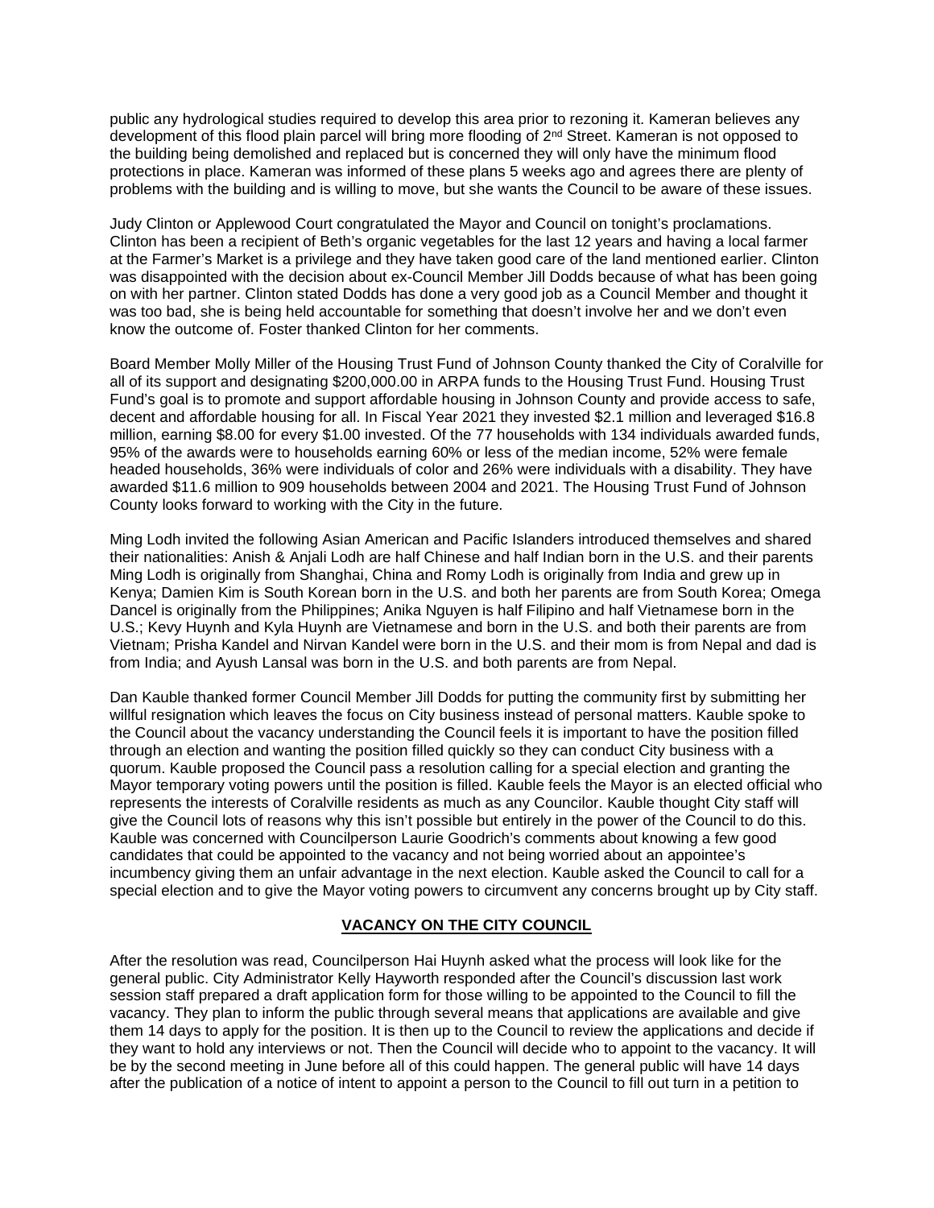public any hydrological studies required to develop this area prior to rezoning it. Kameran believes any development of this flood plain parcel will bring more flooding of 2nd Street. Kameran is not opposed to the building being demolished and replaced but is concerned they will only have the minimum flood protections in place. Kameran was informed of these plans 5 weeks ago and agrees there are plenty of problems with the building and is willing to move, but she wants the Council to be aware of these issues.

Judy Clinton or Applewood Court congratulated the Mayor and Council on tonight's proclamations. Clinton has been a recipient of Beth's organic vegetables for the last 12 years and having a local farmer at the Farmer's Market is a privilege and they have taken good care of the land mentioned earlier. Clinton was disappointed with the decision about ex-Council Member Jill Dodds because of what has been going on with her partner. Clinton stated Dodds has done a very good job as a Council Member and thought it was too bad, she is being held accountable for something that doesn't involve her and we don't even know the outcome of. Foster thanked Clinton for her comments.

Board Member Molly Miller of the Housing Trust Fund of Johnson County thanked the City of Coralville for all of its support and designating $200,000.00 in ARPA funds to the Housing Trust Fund. Housing Trust Fund's goal is to promote and support affordable housing in Johnson County and provide access to safe, decent and affordable housing for all. In Fiscal Year 2021 they invested $2.1 million and leveraged $16.8 million, earning $8.00 for every $1.00 invested. Of the 77 households with 134 individuals awarded funds, 95% of the awards were to households earning 60% or less of the median income, 52% were female headed households, 36% were individuals of color and 26% were individuals with a disability. They have awarded $11.6 million to 909 households between 2004 and 2021. The Housing Trust Fund of Johnson County looks forward to working with the City in the future.

Ming Lodh invited the following Asian American and Pacific Islanders introduced themselves and shared their nationalities: Anish & Anjali Lodh are half Chinese and half Indian born in the U.S. and their parents Ming Lodh is originally from Shanghai, China and Romy Lodh is originally from India and grew up in Kenya; Damien Kim is South Korean born in the U.S. and both her parents are from South Korea; Omega Dancel is originally from the Philippines; Anika Nguyen is half Filipino and half Vietnamese born in the U.S.; Kevy Huynh and Kyla Huynh are Vietnamese and born in the U.S. and both their parents are from Vietnam; Prisha Kandel and Nirvan Kandel were born in the U.S. and their mom is from Nepal and dad is from India; and Ayush Lansal was born in the U.S. and both parents are from Nepal.

Dan Kauble thanked former Council Member Jill Dodds for putting the community first by submitting her willful resignation which leaves the focus on City business instead of personal matters. Kauble spoke to the Council about the vacancy understanding the Council feels it is important to have the position filled through an election and wanting the position filled quickly so they can conduct City business with a quorum. Kauble proposed the Council pass a resolution calling for a special election and granting the Mayor temporary voting powers until the position is filled. Kauble feels the Mayor is an elected official who represents the interests of Coralville residents as much as any Councilor. Kauble thought City staff will give the Council lots of reasons why this isn't possible but entirely in the power of the Council to do this. Kauble was concerned with Councilperson Laurie Goodrich's comments about knowing a few good candidates that could be appointed to the vacancy and not being worried about an appointee's incumbency giving them an unfair advantage in the next election. Kauble asked the Council to call for a special election and to give the Mayor voting powers to circumvent any concerns brought up by City staff.

## VACANCY ON THE CITY COUNCIL

After the resolution was read, Councilperson Hai Huynh asked what the process will look like for the general public. City Administrator Kelly Hayworth responded after the Council's discussion last work session staff prepared a draft application form for those willing to be appointed to the Council to fill the vacancy. They plan to inform the public through several means that applications are available and give them 14 days to apply for the position. It is then up to the Council to review the applications and decide if they want to hold any interviews or not. Then the Council will decide who to appoint to the vacancy. It will be by the second meeting in June before all of this could happen. The general public will have 14 days after the publication of a notice of intent to appoint a person to the Council to fill out turn in a petition to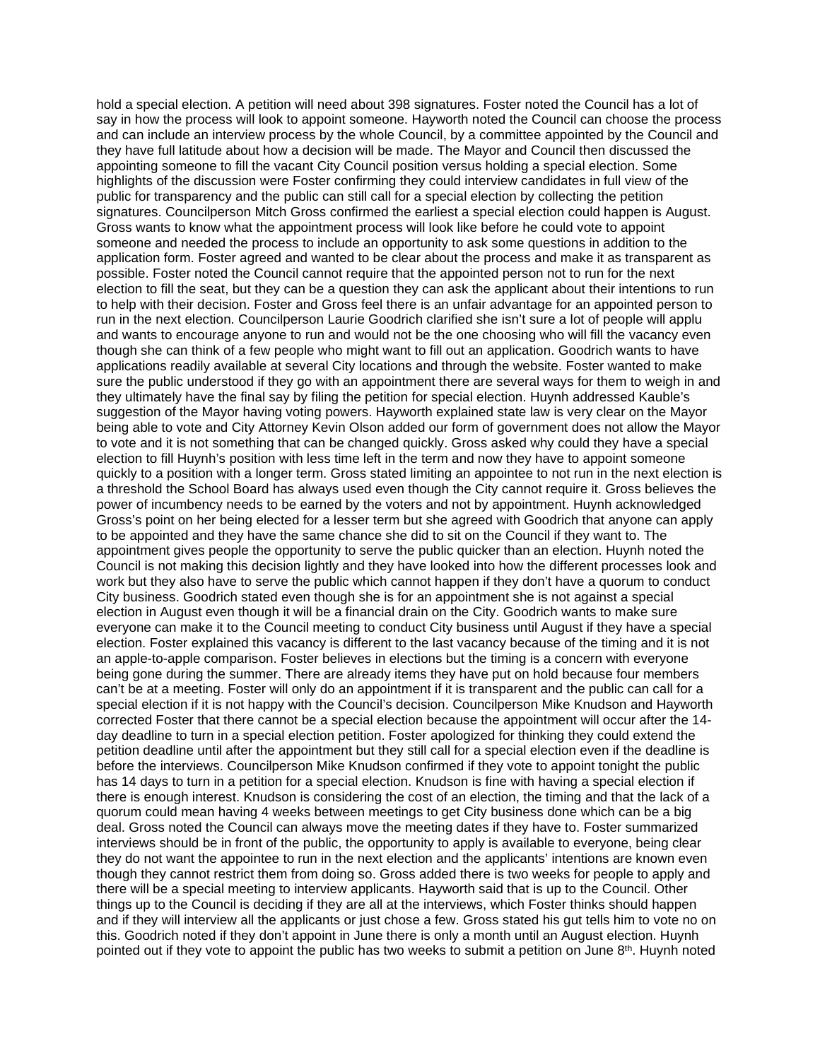hold a special election. A petition will need about 398 signatures. Foster noted the Council has a lot of say in how the process will look to appoint someone. Hayworth noted the Council can choose the process and can include an interview process by the whole Council, by a committee appointed by the Council and they have full latitude about how a decision will be made. The Mayor and Council then discussed the appointing someone to fill the vacant City Council position versus holding a special election. Some highlights of the discussion were Foster confirming they could interview candidates in full view of the public for transparency and the public can still call for a special election by collecting the petition signatures. Councilperson Mitch Gross confirmed the earliest a special election could happen is August. Gross wants to know what the appointment process will look like before he could vote to appoint someone and needed the process to include an opportunity to ask some questions in addition to the application form. Foster agreed and wanted to be clear about the process and make it as transparent as possible. Foster noted the Council cannot require that the appointed person not to run for the next election to fill the seat, but they can be a question they can ask the applicant about their intentions to run to help with their decision. Foster and Gross feel there is an unfair advantage for an appointed person to run in the next election. Councilperson Laurie Goodrich clarified she isn't sure a lot of people will applu and wants to encourage anyone to run and would not be the one choosing who will fill the vacancy even though she can think of a few people who might want to fill out an application. Goodrich wants to have applications readily available at several City locations and through the website. Foster wanted to make sure the public understood if they go with an appointment there are several ways for them to weigh in and they ultimately have the final say by filing the petition for special election. Huynh addressed Kauble's suggestion of the Mayor having voting powers. Hayworth explained state law is very clear on the Mayor being able to vote and City Attorney Kevin Olson added our form of government does not allow the Mayor to vote and it is not something that can be changed quickly. Gross asked why could they have a special election to fill Huynh's position with less time left in the term and now they have to appoint someone quickly to a position with a longer term. Gross stated limiting an appointee to not run in the next election is a threshold the School Board has always used even though the City cannot require it. Gross believes the power of incumbency needs to be earned by the voters and not by appointment. Huynh acknowledged Gross's point on her being elected for a lesser term but she agreed with Goodrich that anyone can apply to be appointed and they have the same chance she did to sit on the Council if they want to. The appointment gives people the opportunity to serve the public quicker than an election. Huynh noted the Council is not making this decision lightly and they have looked into how the different processes look and work but they also have to serve the public which cannot happen if they don't have a quorum to conduct City business. Goodrich stated even though she is for an appointment she is not against a special election in August even though it will be a financial drain on the City. Goodrich wants to make sure everyone can make it to the Council meeting to conduct City business until August if they have a special election. Foster explained this vacancy is different to the last vacancy because of the timing and it is not an apple-to-apple comparison. Foster believes in elections but the timing is a concern with everyone being gone during the summer. There are already items they have put on hold because four members can't be at a meeting. Foster will only do an appointment if it is transparent and the public can call for a special election if it is not happy with the Council's decision. Councilperson Mike Knudson and Hayworth corrected Foster that there cannot be a special election because the appointment will occur after the 14-day deadline to turn in a special election petition. Foster apologized for thinking they could extend the petition deadline until after the appointment but they still call for a special election even if the deadline is before the interviews. Councilperson Mike Knudson confirmed if they vote to appoint tonight the public has 14 days to turn in a petition for a special election. Knudson is fine with having a special election if there is enough interest. Knudson is considering the cost of an election, the timing and that the lack of a quorum could mean having 4 weeks between meetings to get City business done which can be a big deal. Gross noted the Council can always move the meeting dates if they have to. Foster summarized interviews should be in front of the public, the opportunity to apply is available to everyone, being clear they do not want the appointee to run in the next election and the applicants' intentions are known even though they cannot restrict them from doing so. Gross added there is two weeks for people to apply and there will be a special meeting to interview applicants. Hayworth said that is up to the Council. Other things up to the Council is deciding if they are all at the interviews, which Foster thinks should happen and if they will interview all the applicants or just chose a few. Gross stated his gut tells him to vote no on this. Goodrich noted if they don't appoint in June there is only a month until an August election. Huynh pointed out if they vote to appoint the public has two weeks to submit a petition on June 8th. Huynh noted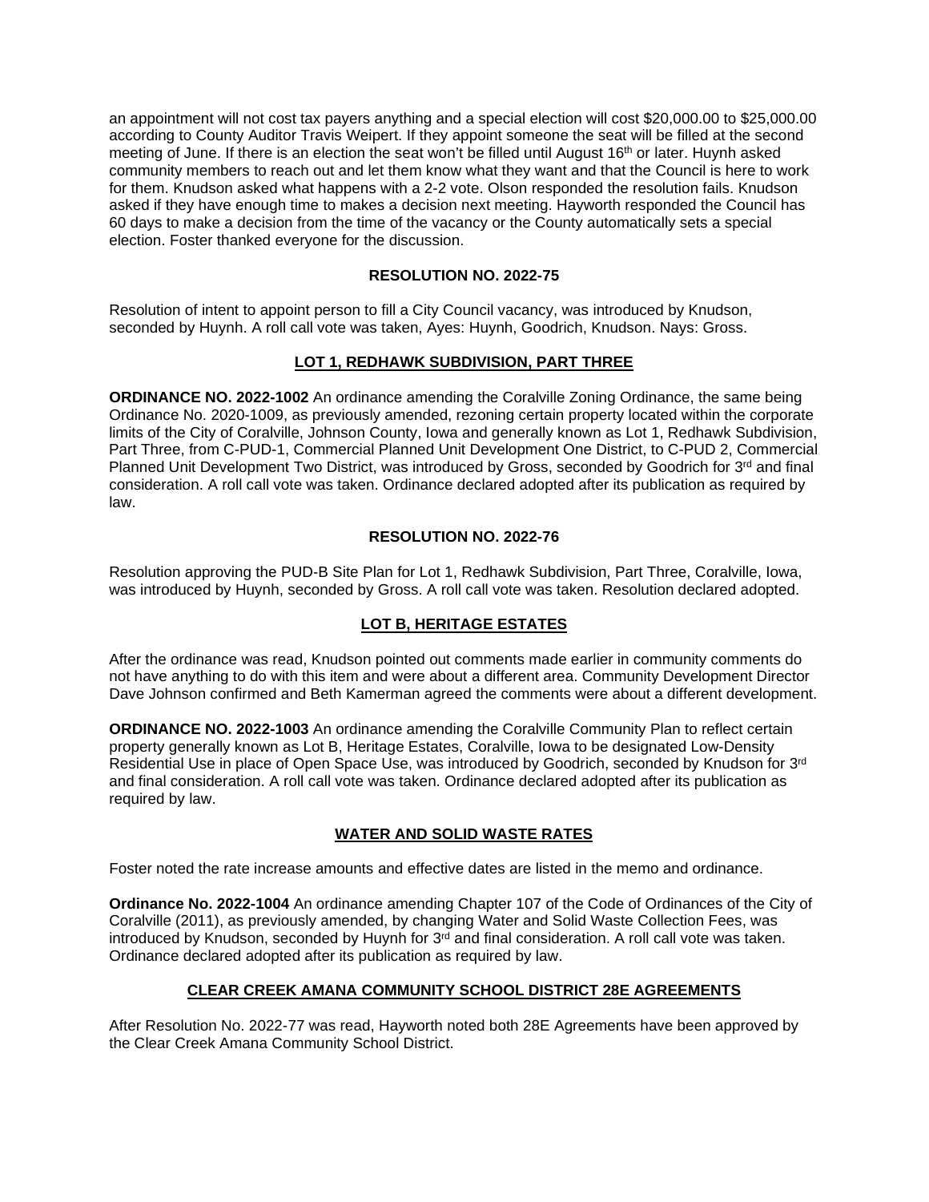an appointment will not cost tax payers anything and a special election will cost $20,000.00 to $25,000.00 according to County Auditor Travis Weipert. If they appoint someone the seat will be filled at the second meeting of June. If there is an election the seat won't be filled until August 16th or later. Huynh asked community members to reach out and let them know what they want and that the Council is here to work for them. Knudson asked what happens with a 2-2 vote. Olson responded the resolution fails. Knudson asked if they have enough time to makes a decision next meeting. Hayworth responded the Council has 60 days to make a decision from the time of the vacancy or the County automatically sets a special election. Foster thanked everyone for the discussion.

**RESOLUTION NO. 2022-75**

Resolution of intent to appoint person to fill a City Council vacancy, was introduced by Knudson, seconded by Huynh. A roll call vote was taken, Ayes: Huynh, Goodrich, Knudson. Nays: Gross.

**LOT 1, REDHAWK SUBDIVISION, PART THREE**

**ORDINANCE NO. 2022-1002** An ordinance amending the Coralville Zoning Ordinance, the same being Ordinance No. 2020-1009, as previously amended, rezoning certain property located within the corporate limits of the City of Coralville, Johnson County, Iowa and generally known as Lot 1, Redhawk Subdivision, Part Three, from C-PUD-1, Commercial Planned Unit Development One District, to C-PUD 2, Commercial Planned Unit Development Two District, was introduced by Gross, seconded by Goodrich for 3rd and final consideration. A roll call vote was taken. Ordinance declared adopted after its publication as required by law.

**RESOLUTION NO. 2022-76**

Resolution approving the PUD-B Site Plan for Lot 1, Redhawk Subdivision, Part Three, Coralville, Iowa, was introduced by Huynh, seconded by Gross. A roll call vote was taken. Resolution declared adopted.

**LOT B, HERITAGE ESTATES**

After the ordinance was read, Knudson pointed out comments made earlier in community comments do not have anything to do with this item and were about a different area. Community Development Director Dave Johnson confirmed and Beth Kamerman agreed the comments were about a different development.

**ORDINANCE NO. 2022-1003** An ordinance amending the Coralville Community Plan to reflect certain property generally known as Lot B, Heritage Estates, Coralville, Iowa to be designated Low-Density Residential Use in place of Open Space Use, was introduced by Goodrich, seconded by Knudson for 3rd and final consideration. A roll call vote was taken. Ordinance declared adopted after its publication as required by law.

**WATER AND SOLID WASTE RATES**

Foster noted the rate increase amounts and effective dates are listed in the memo and ordinance.

**Ordinance No. 2022-1004** An ordinance amending Chapter 107 of the Code of Ordinances of the City of Coralville (2011), as previously amended, by changing Water and Solid Waste Collection Fees, was introduced by Knudson, seconded by Huynh for 3rd and final consideration. A roll call vote was taken. Ordinance declared adopted after its publication as required by law.

**CLEAR CREEK AMANA COMMUNITY SCHOOL DISTRICT 28E AGREEMENTS**

After Resolution No. 2022-77 was read, Hayworth noted both 28E Agreements have been approved by the Clear Creek Amana Community School District.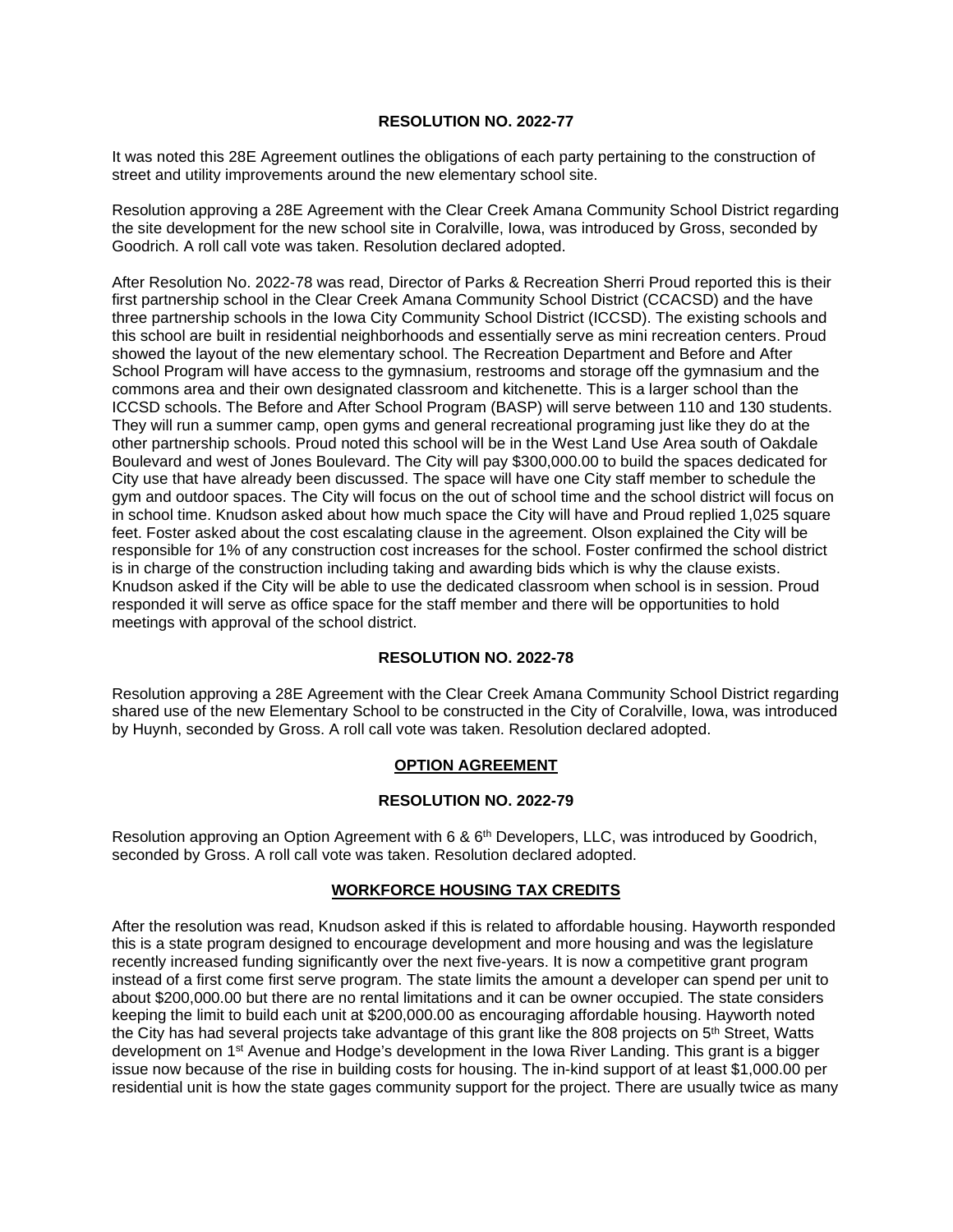**RESOLUTION NO. 2022-77**

It was noted this 28E Agreement outlines the obligations of each party pertaining to the construction of street and utility improvements around the new elementary school site.

Resolution approving a 28E Agreement with the Clear Creek Amana Community School District regarding the site development for the new school site in Coralville, Iowa, was introduced by Gross, seconded by Goodrich. A roll call vote was taken. Resolution declared adopted.

After Resolution No. 2022-78 was read, Director of Parks & Recreation Sherri Proud reported this is their first partnership school in the Clear Creek Amana Community School District (CCACSD) and the have three partnership schools in the Iowa City Community School District (ICCSD). The existing schools and this school are built in residential neighborhoods and essentially serve as mini recreation centers. Proud showed the layout of the new elementary school. The Recreation Department and Before and After School Program will have access to the gymnasium, restrooms and storage off the gymnasium and the commons area and their own designated classroom and kitchenette. This is a larger school than the ICCSD schools. The Before and After School Program (BASP) will serve between 110 and 130 students. They will run a summer camp, open gyms and general recreational programing just like they do at the other partnership schools. Proud noted this school will be in the West Land Use Area south of Oakdale Boulevard and west of Jones Boulevard. The City will pay $300,000.00 to build the spaces dedicated for City use that have already been discussed. The space will have one City staff member to schedule the gym and outdoor spaces. The City will focus on the out of school time and the school district will focus on in school time. Knudson asked about how much space the City will have and Proud replied 1,025 square feet. Foster asked about the cost escalating clause in the agreement. Olson explained the City will be responsible for 1% of any construction cost increases for the school. Foster confirmed the school district is in charge of the construction including taking and awarding bids which is why the clause exists. Knudson asked if the City will be able to use the dedicated classroom when school is in session. Proud responded it will serve as office space for the staff member and there will be opportunities to hold meetings with approval of the school district.

**RESOLUTION NO. 2022-78**

Resolution approving a 28E Agreement with the Clear Creek Amana Community School District regarding shared use of the new Elementary School to be constructed in the City of Coralville, Iowa, was introduced by Huynh, seconded by Gross. A roll call vote was taken. Resolution declared adopted.

**OPTION AGREEMENT**

**RESOLUTION NO. 2022-79**

Resolution approving an Option Agreement with 6 & 6th Developers, LLC, was introduced by Goodrich, seconded by Gross. A roll call vote was taken. Resolution declared adopted.

**WORKFORCE HOUSING TAX CREDITS**

After the resolution was read, Knudson asked if this is related to affordable housing. Hayworth responded this is a state program designed to encourage development and more housing and was the legislature recently increased funding significantly over the next five-years. It is now a competitive grant program instead of a first come first serve program. The state limits the amount a developer can spend per unit to about $200,000.00 but there are no rental limitations and it can be owner occupied. The state considers keeping the limit to build each unit at $200,000.00 as encouraging affordable housing. Hayworth noted the City has had several projects take advantage of this grant like the 808 projects on 5th Street, Watts development on 1st Avenue and Hodge's development in the Iowa River Landing. This grant is a bigger issue now because of the rise in building costs for housing. The in-kind support of at least $1,000.00 per residential unit is how the state gages community support for the project. There are usually twice as many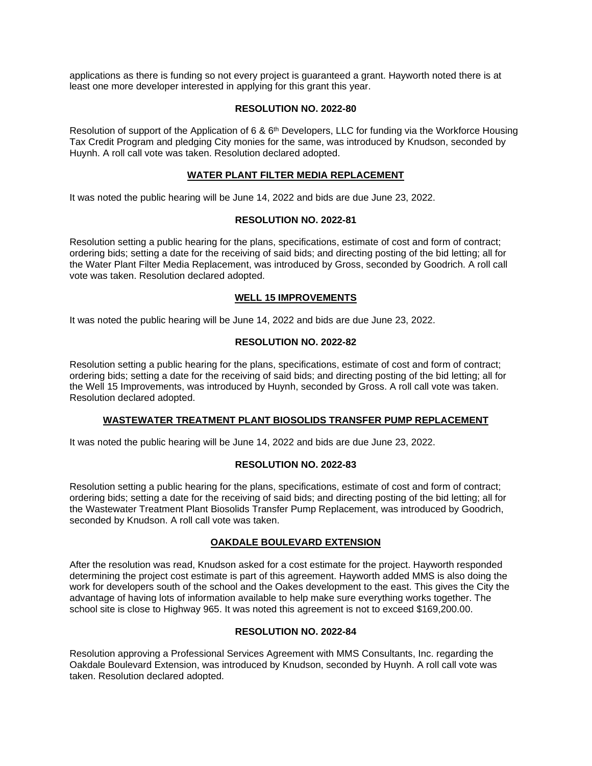applications as there is funding so not every project is guaranteed a grant. Hayworth noted there is at least one more developer interested in applying for this grant this year.

**RESOLUTION NO. 2022-80**

Resolution of support of the Application of 6 & 6th Developers, LLC for funding via the Workforce Housing Tax Credit Program and pledging City monies for the same, was introduced by Knudson, seconded by Huynh. A roll call vote was taken. Resolution declared adopted.

**WATER PLANT FILTER MEDIA REPLACEMENT**

It was noted the public hearing will be June 14, 2022 and bids are due June 23, 2022.

**RESOLUTION NO. 2022-81**

Resolution setting a public hearing for the plans, specifications, estimate of cost and form of contract; ordering bids; setting a date for the receiving of said bids; and directing posting of the bid letting; all for the Water Plant Filter Media Replacement, was introduced by Gross, seconded by Goodrich. A roll call vote was taken. Resolution declared adopted.

**WELL 15 IMPROVEMENTS**

It was noted the public hearing will be June 14, 2022 and bids are due June 23, 2022.

**RESOLUTION NO. 2022-82**

Resolution setting a public hearing for the plans, specifications, estimate of cost and form of contract; ordering bids; setting a date for the receiving of said bids; and directing posting of the bid letting; all for the Well 15 Improvements, was introduced by Huynh, seconded by Gross. A roll call vote was taken. Resolution declared adopted.

**WASTEWATER TREATMENT PLANT BIOSOLIDS TRANSFER PUMP REPLACEMENT**

It was noted the public hearing will be June 14, 2022 and bids are due June 23, 2022.

**RESOLUTION NO. 2022-83**

Resolution setting a public hearing for the plans, specifications, estimate of cost and form of contract; ordering bids; setting a date for the receiving of said bids; and directing posting of the bid letting; all for the Wastewater Treatment Plant Biosolids Transfer Pump Replacement, was introduced by Goodrich, seconded by Knudson. A roll call vote was taken.

**OAKDALE BOULEVARD EXTENSION**

After the resolution was read, Knudson asked for a cost estimate for the project. Hayworth responded determining the project cost estimate is part of this agreement. Hayworth added MMS is also doing the work for developers south of the school and the Oakes development to the east. This gives the City the advantage of having lots of information available to help make sure everything works together. The school site is close to Highway 965. It was noted this agreement is not to exceed $169,200.00.

**RESOLUTION NO. 2022-84**

Resolution approving a Professional Services Agreement with MMS Consultants, Inc. regarding the Oakdale Boulevard Extension, was introduced by Knudson, seconded by Huynh. A roll call vote was taken. Resolution declared adopted.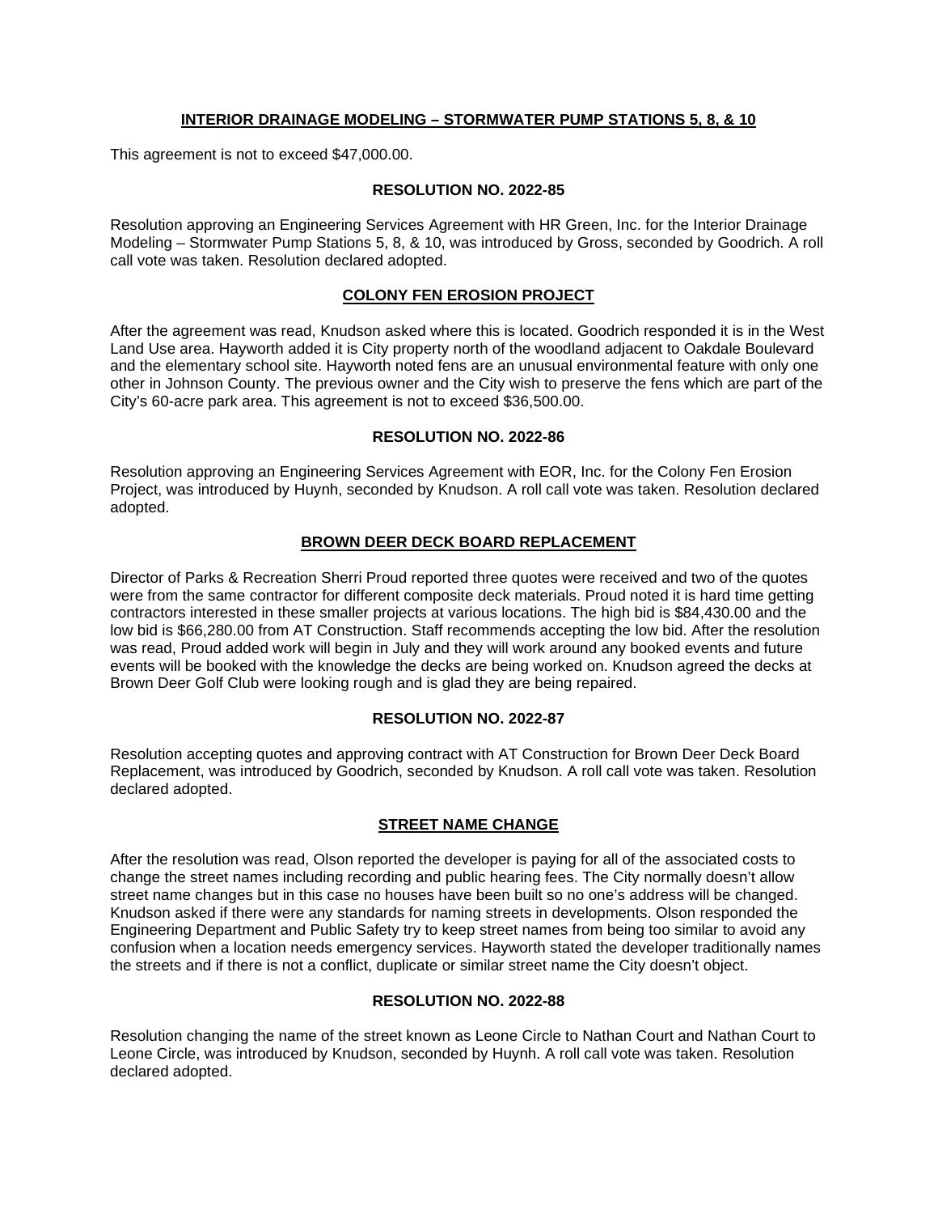## INTERIOR DRAINAGE MODELING – STORMWATER PUMP STATIONS 5, 8, & 10

This agreement is not to exceed $47,000.00.

### RESOLUTION NO. 2022-85

Resolution approving an Engineering Services Agreement with HR Green, Inc. for the Interior Drainage Modeling – Stormwater Pump Stations 5, 8, & 10, was introduced by Gross, seconded by Goodrich. A roll call vote was taken. Resolution declared adopted.

## COLONY FEN EROSION PROJECT

After the agreement was read, Knudson asked where this is located. Goodrich responded it is in the West Land Use area. Hayworth added it is City property north of the woodland adjacent to Oakdale Boulevard and the elementary school site. Hayworth noted fens are an unusual environmental feature with only one other in Johnson County. The previous owner and the City wish to preserve the fens which are part of the City's 60-acre park area. This agreement is not to exceed $36,500.00.

### RESOLUTION NO. 2022-86

Resolution approving an Engineering Services Agreement with EOR, Inc. for the Colony Fen Erosion Project, was introduced by Huynh, seconded by Knudson. A roll call vote was taken. Resolution declared adopted.

## BROWN DEER DECK BOARD REPLACEMENT

Director of Parks & Recreation Sherri Proud reported three quotes were received and two of the quotes were from the same contractor for different composite deck materials. Proud noted it is hard time getting contractors interested in these smaller projects at various locations. The high bid is $84,430.00 and the low bid is $66,280.00 from AT Construction. Staff recommends accepting the low bid. After the resolution was read, Proud added work will begin in July and they will work around any booked events and future events will be booked with the knowledge the decks are being worked on. Knudson agreed the decks at Brown Deer Golf Club were looking rough and is glad they are being repaired.

### RESOLUTION NO. 2022-87

Resolution accepting quotes and approving contract with AT Construction for Brown Deer Deck Board Replacement, was introduced by Goodrich, seconded by Knudson. A roll call vote was taken. Resolution declared adopted.

## STREET NAME CHANGE

After the resolution was read, Olson reported the developer is paying for all of the associated costs to change the street names including recording and public hearing fees. The City normally doesn't allow street name changes but in this case no houses have been built so no one's address will be changed. Knudson asked if there were any standards for naming streets in developments. Olson responded the Engineering Department and Public Safety try to keep street names from being too similar to avoid any confusion when a location needs emergency services. Hayworth stated the developer traditionally names the streets and if there is not a conflict, duplicate or similar street name the City doesn't object.

### RESOLUTION NO. 2022-88

Resolution changing the name of the street known as Leone Circle to Nathan Court and Nathan Court to Leone Circle, was introduced by Knudson, seconded by Huynh. A roll call vote was taken. Resolution declared adopted.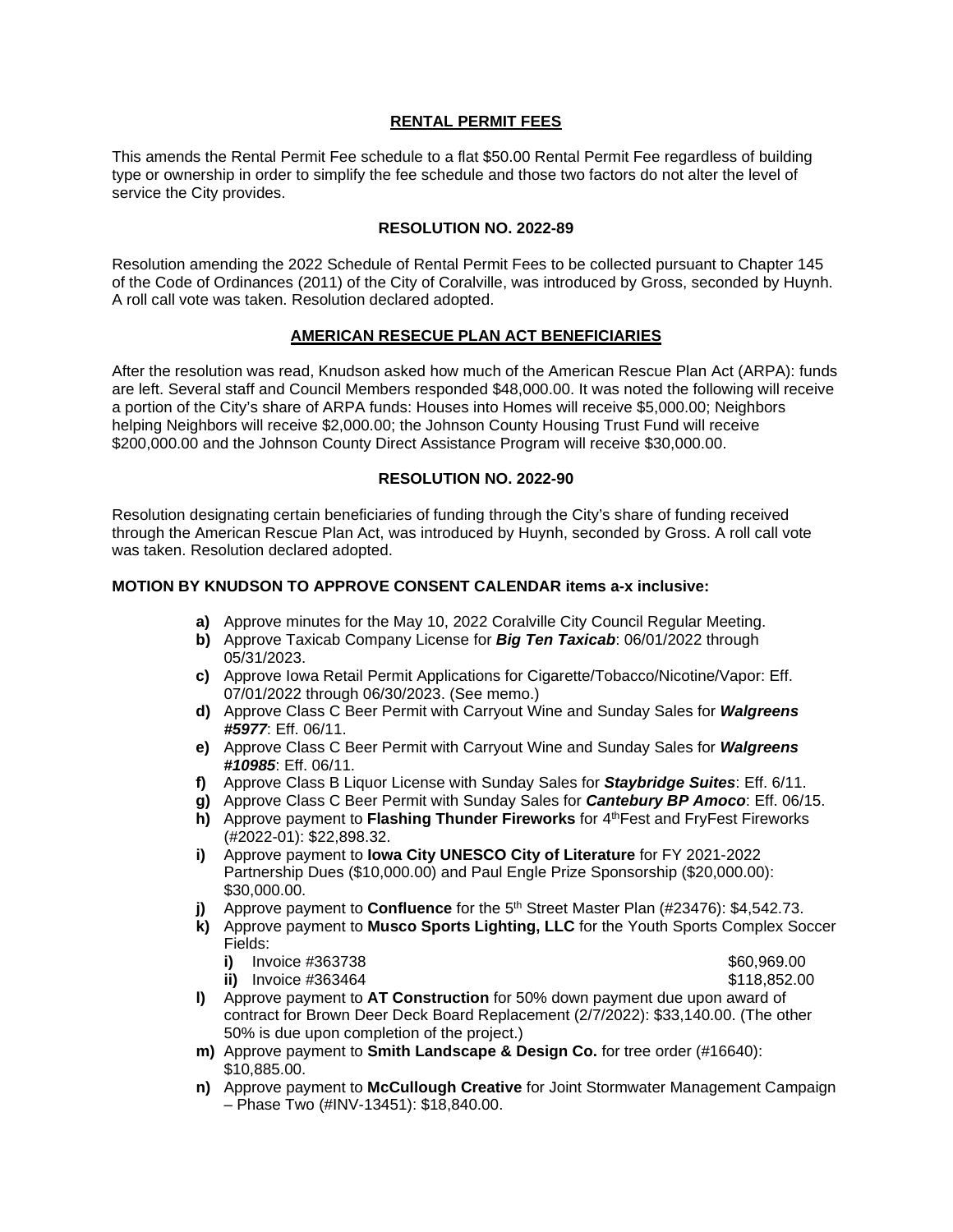**RENTAL PERMIT FEES**

This amends the Rental Permit Fee schedule to a flat $50.00 Rental Permit Fee regardless of building type or ownership in order to simplify the fee schedule and those two factors do not alter the level of service the City provides.

**RESOLUTION NO. 2022-89**

Resolution amending the 2022 Schedule of Rental Permit Fees to be collected pursuant to Chapter 145 of the Code of Ordinances (2011) of the City of Coralville, was introduced by Gross, seconded by Huynh. A roll call vote was taken. Resolution declared adopted.

**AMERICAN RESECUE PLAN ACT BENEFICIARIES**

After the resolution was read, Knudson asked how much of the American Rescue Plan Act (ARPA): funds are left. Several staff and Council Members responded $48,000.00. It was noted the following will receive a portion of the City's share of ARPA funds: Houses into Homes will receive $5,000.00; Neighbors helping Neighbors will receive $2,000.00; the Johnson County Housing Trust Fund will receive $200,000.00 and the Johnson County Direct Assistance Program will receive $30,000.00.

**RESOLUTION NO. 2022-90**

Resolution designating certain beneficiaries of funding through the City's share of funding received through the American Rescue Plan Act, was introduced by Huynh, seconded by Gross. A roll call vote was taken. Resolution declared adopted.

**MOTION BY KNUDSON TO APPROVE CONSENT CALENDAR items a-x inclusive:**

- **a)** Approve minutes for the May 10, 2022 Coralville City Council Regular Meeting.
- **b)** Approve Taxicab Company License for ***Big Ten Taxicab***: 06/01/2022 through 05/31/2023.
- **c)** Approve Iowa Retail Permit Applications for Cigarette/Tobacco/Nicotine/Vapor: Eff. 07/01/2022 through 06/30/2023. (See memo.)
- **d)** Approve Class C Beer Permit with Carryout Wine and Sunday Sales for ***Walgreens #5977***: Eff. 06/11.
- **e)** Approve Class C Beer Permit with Carryout Wine and Sunday Sales for ***Walgreens #10985***: Eff. 06/11.
- **f)** Approve Class B Liquor License with Sunday Sales for ***Staybridge Suites***: Eff. 6/11.
- **g)** Approve Class C Beer Permit with Sunday Sales for ***Cantebury BP Amoco***: Eff. 06/15.
- **h)** Approve payment to **Flashing Thunder Fireworks** for 4thFest and FryFest Fireworks (#2022-01): $22,898.32.
- **i)** Approve payment to **Iowa City UNESCO City of Literature** for FY 2021-2022 Partnership Dues ($10,000.00) and Paul Engle Prize Sponsorship ($20,000.00): $30,000.00.
- **j)** Approve payment to **Confluence** for the 5th Street Master Plan (#23476): $4,542.73.
- **k)** Approve payment to **Musco Sports Lighting, LLC** for the Youth Sports Complex Soccer Fields:
  - **i)** Invoice #363738 $60,969.00
  - **ii)** Invoice #363464 $118,852.00
- **l)** Approve payment to **AT Construction** for 50% down payment due upon award of contract for Brown Deer Deck Board Replacement (2/7/2022): $33,140.00. (The other 50% is due upon completion of the project.)
- **m)** Approve payment to **Smith Landscape & Design Co.** for tree order (#16640): $10,885.00.
- **n)** Approve payment to **McCullough Creative** for Joint Stormwater Management Campaign – Phase Two (#INV-13451): $18,840.00.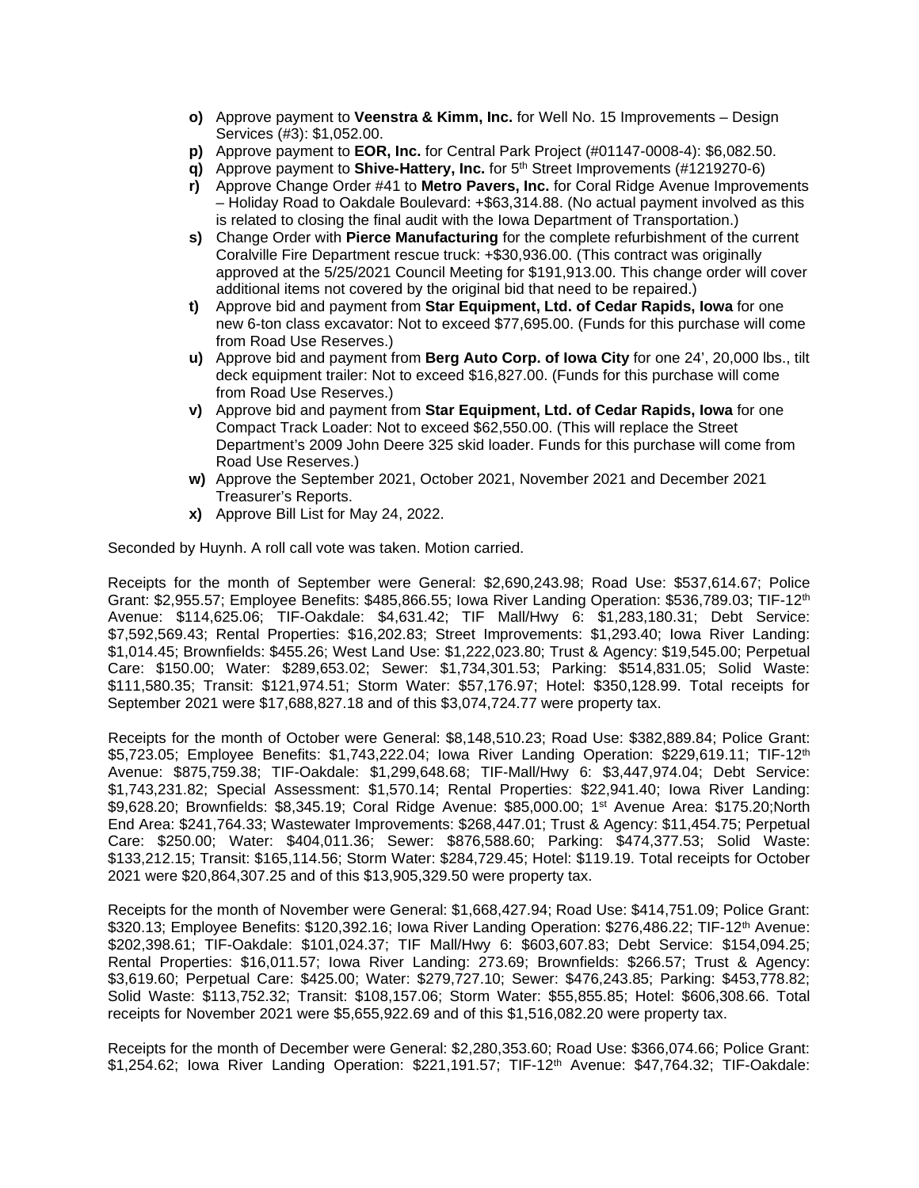- **o)** Approve payment to **Veenstra & Kimm, Inc.** for Well No. 15 Improvements – Design Services (#3): $1,052.00.
- **p)** Approve payment to **EOR, Inc.** for Central Park Project (#01147-0008-4): $6,082.50.
- **q)** Approve payment to **Shive-Hattery, Inc.** for 5th Street Improvements (#1219270-6)
- **r)** Approve Change Order #41 to **Metro Pavers, Inc.** for Coral Ridge Avenue Improvements – Holiday Road to Oakdale Boulevard: +$63,314.88. (No actual payment involved as this is related to closing the final audit with the Iowa Department of Transportation.)
- **s)** Change Order with **Pierce Manufacturing** for the complete refurbishment of the current Coralville Fire Department rescue truck: +$30,936.00. (This contract was originally approved at the 5/25/2021 Council Meeting for $191,913.00. This change order will cover additional items not covered by the original bid that need to be repaired.)
- **t)** Approve bid and payment from **Star Equipment, Ltd. of Cedar Rapids, Iowa** for one new 6-ton class excavator: Not to exceed $77,695.00. (Funds for this purchase will come from Road Use Reserves.)
- **u)** Approve bid and payment from **Berg Auto Corp. of Iowa City** for one 24', 20,000 lbs., tilt deck equipment trailer: Not to exceed $16,827.00. (Funds for this purchase will come from Road Use Reserves.)
- **v)** Approve bid and payment from **Star Equipment, Ltd. of Cedar Rapids, Iowa** for one Compact Track Loader: Not to exceed $62,550.00. (This will replace the Street Department's 2009 John Deere 325 skid loader. Funds for this purchase will come from Road Use Reserves.)
- **w)** Approve the September 2021, October 2021, November 2021 and December 2021 Treasurer's Reports.
- **x)** Approve Bill List for May 24, 2022.

Seconded by Huynh. A roll call vote was taken. Motion carried.

Receipts for the month of September were General: $2,690,243.98; Road Use: $537,614.67; Police Grant: $2,955.57; Employee Benefits: $485,866.55; Iowa River Landing Operation: $536,789.03; TIF-12th Avenue: $114,625.06; TIF-Oakdale: $4,631.42; TIF Mall/Hwy 6: $1,283,180.31; Debt Service: $7,592,569.43; Rental Properties: $16,202.83; Street Improvements: $1,293.40; Iowa River Landing: $1,014.45; Brownfields: $455.26; West Land Use: $1,222,023.80; Trust & Agency: $19,545.00; Perpetual Care: $150.00; Water: $289,653.02; Sewer: $1,734,301.53; Parking: $514,831.05; Solid Waste: $111,580.35; Transit: $121,974.51; Storm Water: $57,176.97; Hotel: $350,128.99. Total receipts for September 2021 were $17,688,827.18 and of this $3,074,724.77 were property tax.

Receipts for the month of October were General: $8,148,510.23; Road Use: $382,889.84; Police Grant: $5,723.05; Employee Benefits: $1,743,222.04; Iowa River Landing Operation: $229,619.11; TIF-12th Avenue: $875,759.38; TIF-Oakdale: $1,299,648.68; TIF-Mall/Hwy 6: $3,447,974.04; Debt Service: $1,743,231.82; Special Assessment: $1,570.14; Rental Properties: $22,941.40; Iowa River Landing: $9,628.20; Brownfields: $8,345.19; Coral Ridge Avenue: $85,000.00; 1st Avenue Area: $175.20;North End Area: $241,764.33; Wastewater Improvements: $268,447.01; Trust & Agency: $11,454.75; Perpetual Care: $250.00; Water: $404,011.36; Sewer: $876,588.60; Parking: $474,377.53; Solid Waste: $133,212.15; Transit: $165,114.56; Storm Water: $284,729.45; Hotel: $119.19. Total receipts for October 2021 were $20,864,307.25 and of this $13,905,329.50 were property tax.

Receipts for the month of November were General: $1,668,427.94; Road Use: $414,751.09; Police Grant: $320.13; Employee Benefits: $120,392.16; Iowa River Landing Operation: $276,486.22; TIF-12th Avenue: $202,398.61; TIF-Oakdale: $101,024.37; TIF Mall/Hwy 6: $603,607.83; Debt Service: $154,094.25; Rental Properties: $16,011.57; Iowa River Landing: 273.69; Brownfields: $266.57; Trust & Agency: $3,619.60; Perpetual Care: $425.00; Water: $279,727.10; Sewer: $476,243.85; Parking: $453,778.82; Solid Waste: $113,752.32; Transit: $108,157.06; Storm Water: $55,855.85; Hotel: $606,308.66. Total receipts for November 2021 were $5,655,922.69 and of this $1,516,082.20 were property tax.

Receipts for the month of December were General: $2,280,353.60; Road Use: $366,074.66; Police Grant: $1,254.62; Iowa River Landing Operation: $221,191.57; TIF-12th Avenue: $47,764.32; TIF-Oakdale: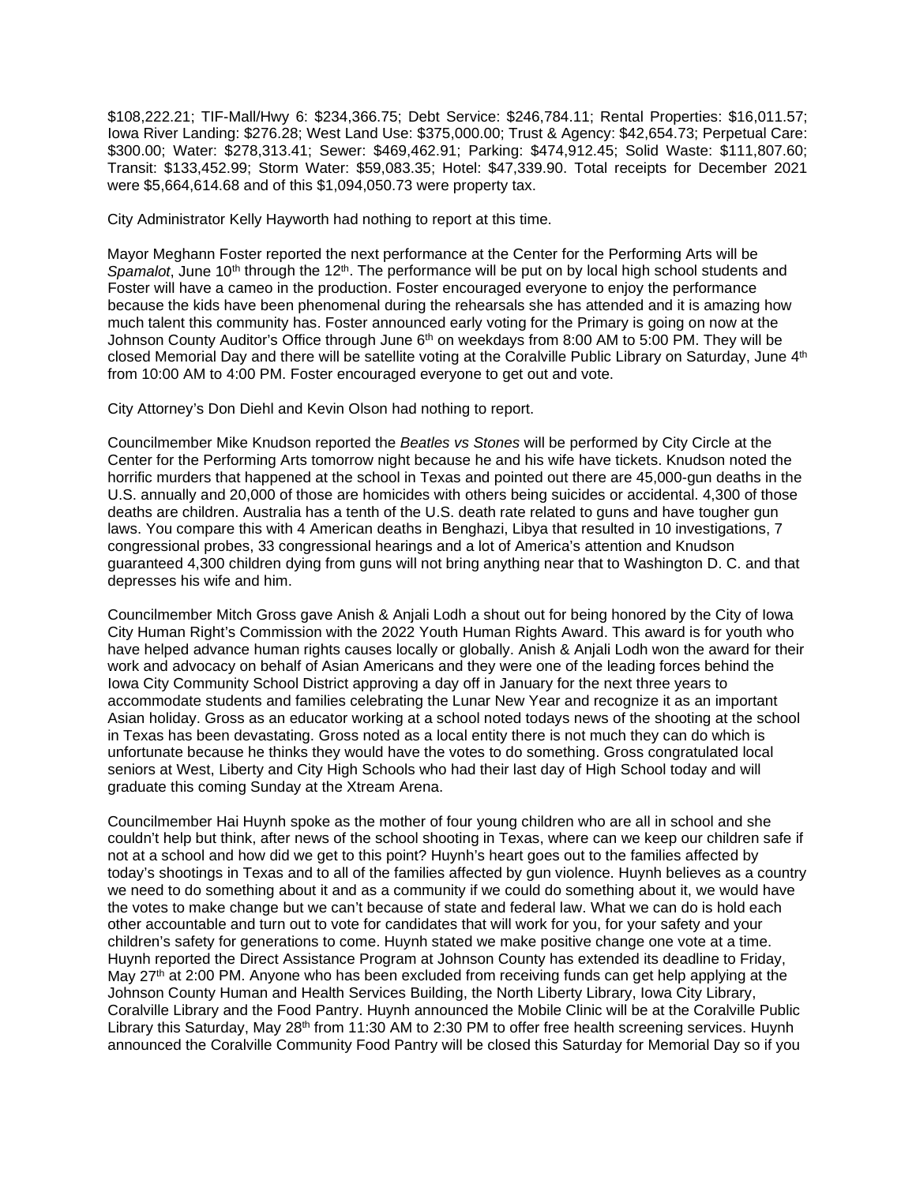$108,222.21; TIF-Mall/Hwy 6: $234,366.75; Debt Service: $246,784.11; Rental Properties: $16,011.57; Iowa River Landing: $276.28; West Land Use: $375,000.00; Trust & Agency: $42,654.73; Perpetual Care: $300.00; Water: $278,313.41; Sewer: $469,462.91; Parking: $474,912.45; Solid Waste: $111,807.60; Transit: $133,452.99; Storm Water: $59,083.35; Hotel: $47,339.90. Total receipts for December 2021 were $5,664,614.68 and of this $1,094,050.73 were property tax.

City Administrator Kelly Hayworth had nothing to report at this time.

Mayor Meghann Foster reported the next performance at the Center for the Performing Arts will be *Spamalot*, June 10th through the 12th. The performance will be put on by local high school students and Foster will have a cameo in the production. Foster encouraged everyone to enjoy the performance because the kids have been phenomenal during the rehearsals she has attended and it is amazing how much talent this community has. Foster announced early voting for the Primary is going on now at the Johnson County Auditor's Office through June 6th on weekdays from 8:00 AM to 5:00 PM. They will be closed Memorial Day and there will be satellite voting at the Coralville Public Library on Saturday, June 4th from 10:00 AM to 4:00 PM. Foster encouraged everyone to get out and vote.

City Attorney's Don Diehl and Kevin Olson had nothing to report.

Councilmember Mike Knudson reported the *Beatles vs Stones* will be performed by City Circle at the Center for the Performing Arts tomorrow night because he and his wife have tickets. Knudson noted the horrific murders that happened at the school in Texas and pointed out there are 45,000-gun deaths in the U.S. annually and 20,000 of those are homicides with others being suicides or accidental. 4,300 of those deaths are children. Australia has a tenth of the U.S. death rate related to guns and have tougher gun laws. You compare this with 4 American deaths in Benghazi, Libya that resulted in 10 investigations, 7 congressional probes, 33 congressional hearings and a lot of America's attention and Knudson guaranteed 4,300 children dying from guns will not bring anything near that to Washington D. C. and that depresses his wife and him.

Councilmember Mitch Gross gave Anish & Anjali Lodh a shout out for being honored by the City of Iowa City Human Right's Commission with the 2022 Youth Human Rights Award. This award is for youth who have helped advance human rights causes locally or globally. Anish & Anjali Lodh won the award for their work and advocacy on behalf of Asian Americans and they were one of the leading forces behind the Iowa City Community School District approving a day off in January for the next three years to accommodate students and families celebrating the Lunar New Year and recognize it as an important Asian holiday. Gross as an educator working at a school noted todays news of the shooting at the school in Texas has been devastating. Gross noted as a local entity there is not much they can do which is unfortunate because he thinks they would have the votes to do something. Gross congratulated local seniors at West, Liberty and City High Schools who had their last day of High School today and will graduate this coming Sunday at the Xtream Arena.

Councilmember Hai Huynh spoke as the mother of four young children who are all in school and she couldn't help but think, after news of the school shooting in Texas, where can we keep our children safe if not at a school and how did we get to this point? Huynh's heart goes out to the families affected by today's shootings in Texas and to all of the families affected by gun violence. Huynh believes as a country we need to do something about it and as a community if we could do something about it, we would have the votes to make change but we can't because of state and federal law. What we can do is hold each other accountable and turn out to vote for candidates that will work for you, for your safety and your children's safety for generations to come. Huynh stated we make positive change one vote at a time. Huynh reported the Direct Assistance Program at Johnson County has extended its deadline to Friday, May 27th at 2:00 PM. Anyone who has been excluded from receiving funds can get help applying at the Johnson County Human and Health Services Building, the North Liberty Library, Iowa City Library, Coralville Library and the Food Pantry. Huynh announced the Mobile Clinic will be at the Coralville Public Library this Saturday, May 28th from 11:30 AM to 2:30 PM to offer free health screening services. Huynh announced the Coralville Community Food Pantry will be closed this Saturday for Memorial Day so if you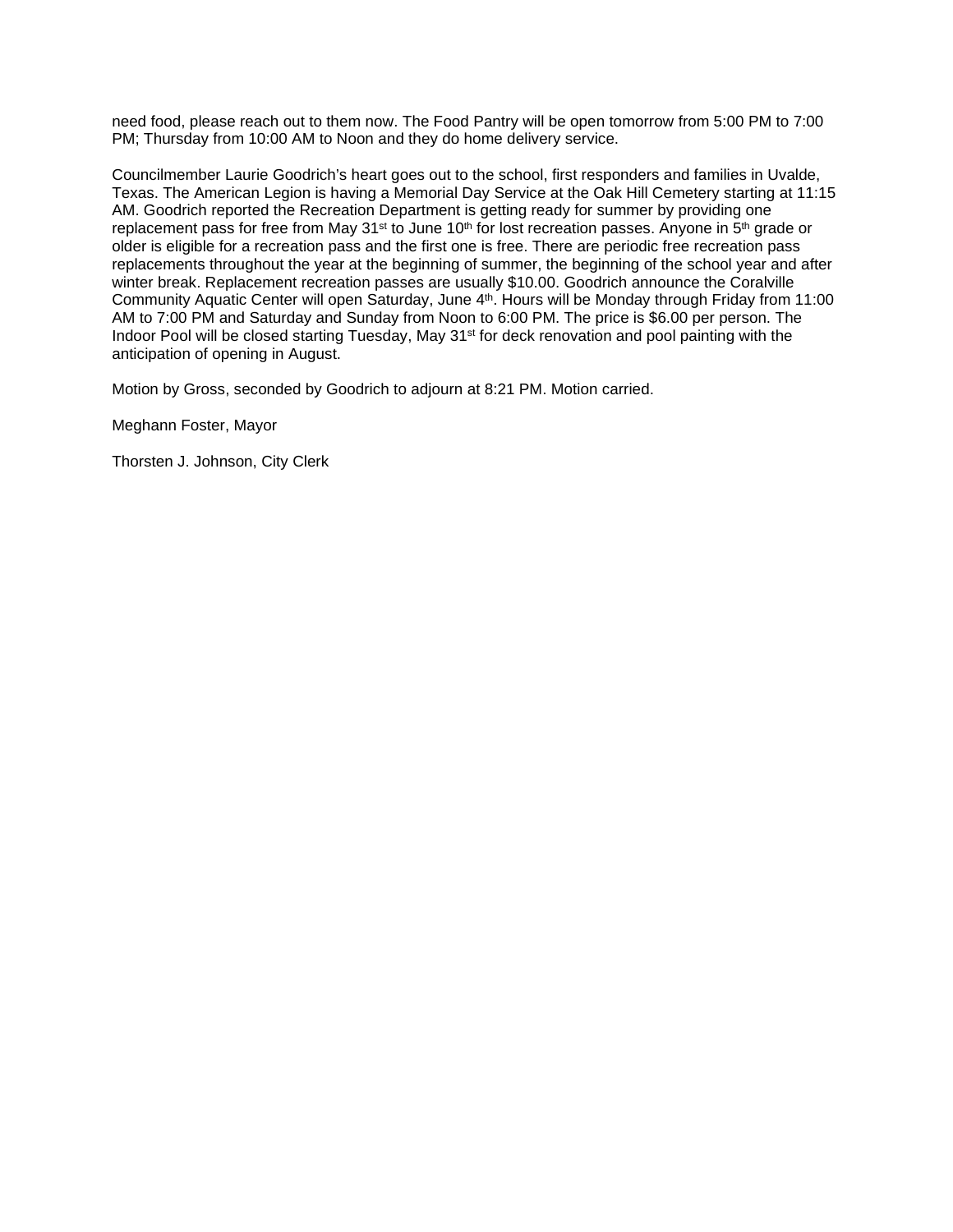need food, please reach out to them now. The Food Pantry will be open tomorrow from 5:00 PM to 7:00 PM; Thursday from 10:00 AM to Noon and they do home delivery service.

Councilmember Laurie Goodrich's heart goes out to the school, first responders and families in Uvalde, Texas. The American Legion is having a Memorial Day Service at the Oak Hill Cemetery starting at 11:15 AM. Goodrich reported the Recreation Department is getting ready for summer by providing one replacement pass for free from May 31st to June 10th for lost recreation passes. Anyone in 5th grade or older is eligible for a recreation pass and the first one is free. There are periodic free recreation pass replacements throughout the year at the beginning of summer, the beginning of the school year and after winter break. Replacement recreation passes are usually $10.00. Goodrich announce the Coralville Community Aquatic Center will open Saturday, June 4th. Hours will be Monday through Friday from 11:00 AM to 7:00 PM and Saturday and Sunday from Noon to 6:00 PM. The price is $6.00 per person. The Indoor Pool will be closed starting Tuesday, May 31st for deck renovation and pool painting with the anticipation of opening in August.

Motion by Gross, seconded by Goodrich to adjourn at 8:21 PM. Motion carried.

Meghann Foster, Mayor

Thorsten J. Johnson, City Clerk